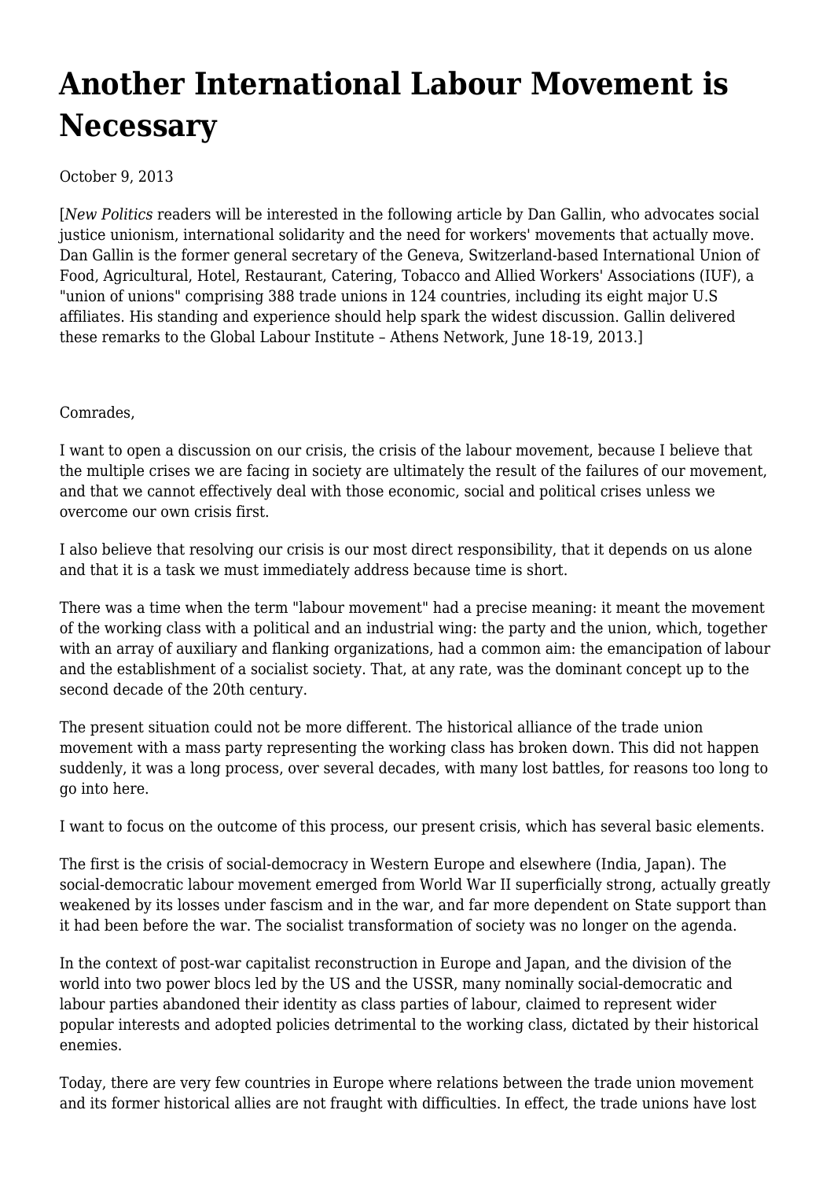# Another International Labour Movement is Necessary

October 9, 2013

[*New Politics* readers will be interested in the following article by Dan Gallin, who advocates social justice unionism, international solidarity and the need for workers' movements that actually move. Dan Gallin is the former general secretary of the Geneva, Switzerland-based International Union of Food, Agricultural, Hotel, Restaurant, Catering, Tobacco and Allied Workers' Associations (IUF), a "union of unions" comprising 388 trade unions in 124 countries, including its eight major U.S affiliates. His standing and experience should help spark the widest discussion. Gallin delivered these remarks to the Global Labour Institute – Athens Network, June 18-19, 2013.]

Comrades,

I want to open a discussion on our crisis, the crisis of the labour movement, because I believe that the multiple crises we are facing in society are ultimately the result of the failures of our movement, and that we cannot effectively deal with those economic, social and political crises unless we overcome our own crisis first.

I also believe that resolving our crisis is our most direct responsibility, that it depends on us alone and that it is a task we must immediately address because time is short.

There was a time when the term "labour movement" had a precise meaning: it meant the movement of the working class with a political and an industrial wing: the party and the union, which, together with an array of auxiliary and flanking organizations, had a common aim: the emancipation of labour and the establishment of a socialist society. That, at any rate, was the dominant concept up to the second decade of the 20th century.

The present situation could not be more different. The historical alliance of the trade union movement with a mass party representing the working class has broken down. This did not happen suddenly, it was a long process, over several decades, with many lost battles, for reasons too long to go into here.

I want to focus on the outcome of this process, our present crisis, which has several basic elements.

The first is the crisis of social-democracy in Western Europe and elsewhere (India, Japan). The social-democratic labour movement emerged from World War II superficially strong, actually greatly weakened by its losses under fascism and in the war, and far more dependent on State support than it had been before the war. The socialist transformation of society was no longer on the agenda.

In the context of post-war capitalist reconstruction in Europe and Japan, and the division of the world into two power blocs led by the US and the USSR, many nominally social-democratic and labour parties abandoned their identity as class parties of labour, claimed to represent wider popular interests and adopted policies detrimental to the working class, dictated by their historical enemies.

Today, there are very few countries in Europe where relations between the trade union movement and its former historical allies are not fraught with difficulties. In effect, the trade unions have lost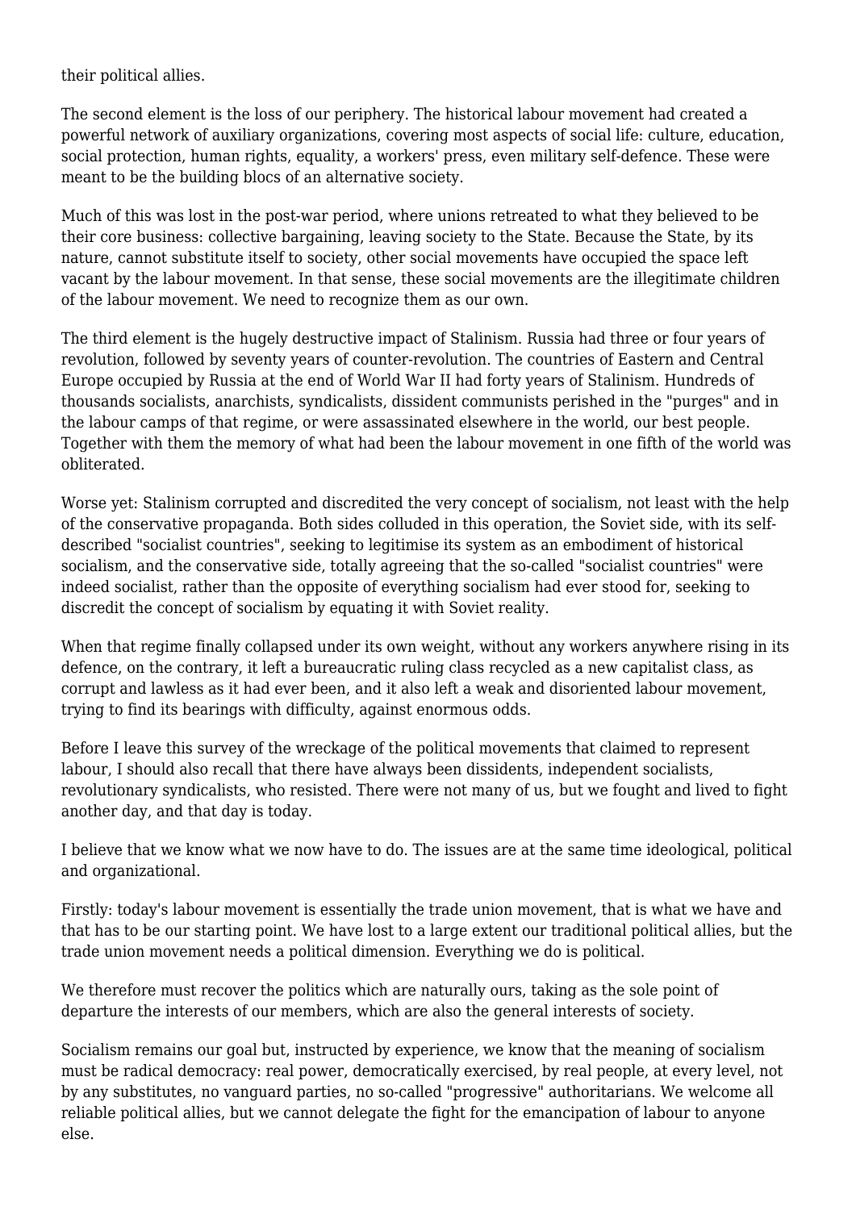their political allies.

The second element is the loss of our periphery. The historical labour movement had created a powerful network of auxiliary organizations, covering most aspects of social life: culture, education, social protection, human rights, equality, a workers' press, even military self-defence. These were meant to be the building blocs of an alternative society.

Much of this was lost in the post-war period, where unions retreated to what they believed to be their core business: collective bargaining, leaving society to the State. Because the State, by its nature, cannot substitute itself to society, other social movements have occupied the space left vacant by the labour movement. In that sense, these social movements are the illegitimate children of the labour movement. We need to recognize them as our own.

The third element is the hugely destructive impact of Stalinism. Russia had three or four years of revolution, followed by seventy years of counter-revolution. The countries of Eastern and Central Europe occupied by Russia at the end of World War II had forty years of Stalinism. Hundreds of thousands socialists, anarchists, syndicalists, dissident communists perished in the "purges" and in the labour camps of that regime, or were assassinated elsewhere in the world, our best people. Together with them the memory of what had been the labour movement in one fifth of the world was obliterated.

Worse yet: Stalinism corrupted and discredited the very concept of socialism, not least with the help of the conservative propaganda. Both sides colluded in this operation, the Soviet side, with its self-described "socialist countries", seeking to legitimise its system as an embodiment of historical socialism, and the conservative side, totally agreeing that the so-called "socialist countries" were indeed socialist, rather than the opposite of everything socialism had ever stood for, seeking to discredit the concept of socialism by equating it with Soviet reality.

When that regime finally collapsed under its own weight, without any workers anywhere rising in its defence, on the contrary, it left a bureaucratic ruling class recycled as a new capitalist class, as corrupt and lawless as it had ever been, and it also left a weak and disoriented labour movement, trying to find its bearings with difficulty, against enormous odds.

Before I leave this survey of the wreckage of the political movements that claimed to represent labour, I should also recall that there have always been dissidents, independent socialists, revolutionary syndicalists, who resisted. There were not many of us, but we fought and lived to fight another day, and that day is today.

I believe that we know what we now have to do. The issues are at the same time ideological, political and organizational.

Firstly: today's labour movement is essentially the trade union movement, that is what we have and that has to be our starting point. We have lost to a large extent our traditional political allies, but the trade union movement needs a political dimension. Everything we do is political.

We therefore must recover the politics which are naturally ours, taking as the sole point of departure the interests of our members, which are also the general interests of society.

Socialism remains our goal but, instructed by experience, we know that the meaning of socialism must be radical democracy: real power, democratically exercised, by real people, at every level, not by any substitutes, no vanguard parties, no so-called "progressive" authoritarians. We welcome all reliable political allies, but we cannot delegate the fight for the emancipation of labour to anyone else.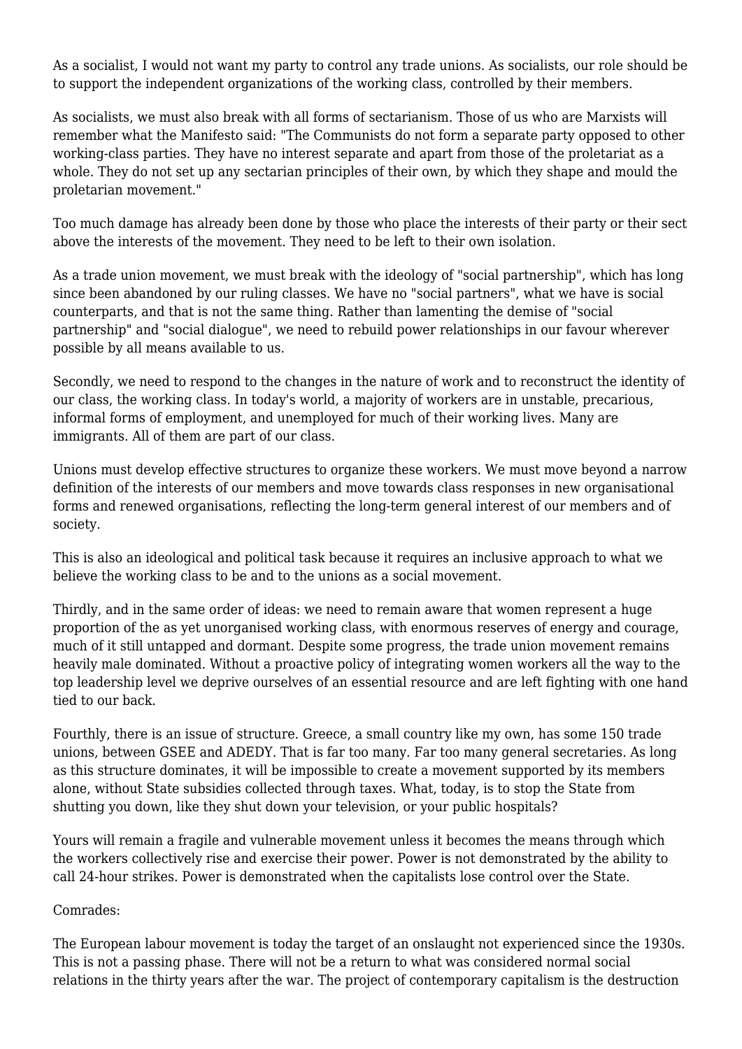As a socialist, I would not want my party to control any trade unions. As socialists, our role should be to support the independent organizations of the working class, controlled by their members.

As socialists, we must also break with all forms of sectarianism. Those of us who are Marxists will remember what the Manifesto said: "The Communists do not form a separate party opposed to other working-class parties. They have no interest separate and apart from those of the proletariat as a whole. They do not set up any sectarian principles of their own, by which they shape and mould the proletarian movement."

Too much damage has already been done by those who place the interests of their party or their sect above the interests of the movement. They need to be left to their own isolation.

As a trade union movement, we must break with the ideology of "social partnership", which has long since been abandoned by our ruling classes. We have no "social partners", what we have is social counterparts, and that is not the same thing. Rather than lamenting the demise of "social partnership" and "social dialogue", we need to rebuild power relationships in our favour wherever possible by all means available to us.

Secondly, we need to respond to the changes in the nature of work and to reconstruct the identity of our class, the working class. In today's world, a majority of workers are in unstable, precarious, informal forms of employment, and unemployed for much of their working lives. Many are immigrants. All of them are part of our class.

Unions must develop effective structures to organize these workers. We must move beyond a narrow definition of the interests of our members and move towards class responses in new organisational forms and renewed organisations, reflecting the long-term general interest of our members and of society.

This is also an ideological and political task because it requires an inclusive approach to what we believe the working class to be and to the unions as a social movement.

Thirdly, and in the same order of ideas: we need to remain aware that women represent a huge proportion of the as yet unorganised working class, with enormous reserves of energy and courage, much of it still untapped and dormant. Despite some progress, the trade union movement remains heavily male dominated. Without a proactive policy of integrating women workers all the way to the top leadership level we deprive ourselves of an essential resource and are left fighting with one hand tied to our back.

Fourthly, there is an issue of structure. Greece, a small country like my own, has some 150 trade unions, between GSEE and ADEDY. That is far too many. Far too many general secretaries. As long as this structure dominates, it will be impossible to create a movement supported by its members alone, without State subsidies collected through taxes. What, today, is to stop the State from shutting you down, like they shut down your television, or your public hospitals?

Yours will remain a fragile and vulnerable movement unless it becomes the means through which the workers collectively rise and exercise their power. Power is not demonstrated by the ability to call 24-hour strikes. Power is demonstrated when the capitalists lose control over the State.

Comrades:

The European labour movement is today the target of an onslaught not experienced since the 1930s. This is not a passing phase. There will not be a return to what was considered normal social relations in the thirty years after the war. The project of contemporary capitalism is the destruction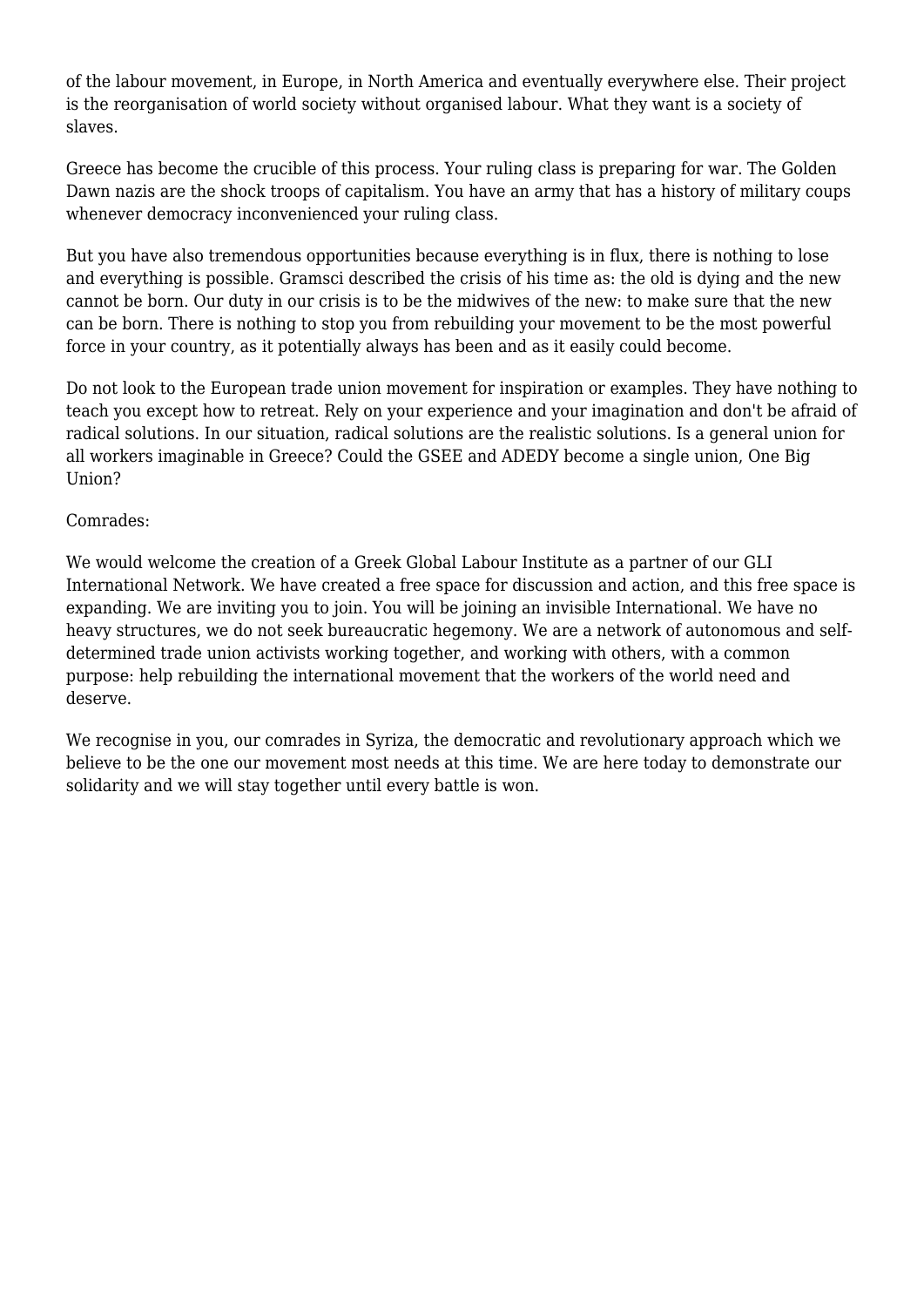of the labour movement, in Europe, in North America and eventually everywhere else. Their project is the reorganisation of world society without organised labour. What they want is a society of slaves.

Greece has become the crucible of this process. Your ruling class is preparing for war. The Golden Dawn nazis are the shock troops of capitalism. You have an army that has a history of military coups whenever democracy inconvenienced your ruling class.

But you have also tremendous opportunities because everything is in flux, there is nothing to lose and everything is possible. Gramsci described the crisis of his time as: the old is dying and the new cannot be born. Our duty in our crisis is to be the midwives of the new: to make sure that the new can be born. There is nothing to stop you from rebuilding your movement to be the most powerful force in your country, as it potentially always has been and as it easily could become.

Do not look to the European trade union movement for inspiration or examples. They have nothing to teach you except how to retreat. Rely on your experience and your imagination and don't be afraid of radical solutions. In our situation, radical solutions are the realistic solutions. Is a general union for all workers imaginable in Greece? Could the GSEE and ADEDY become a single union, One Big Union?

Comrades:

We would welcome the creation of a Greek Global Labour Institute as a partner of our GLI International Network. We have created a free space for discussion and action, and this free space is expanding. We are inviting you to join. You will be joining an invisible International. We have no heavy structures, we do not seek bureaucratic hegemony. We are a network of autonomous and self-determined trade union activists working together, and working with others, with a common purpose: help rebuilding the international movement that the workers of the world need and deserve.

We recognise in you, our comrades in Syriza, the democratic and revolutionary approach which we believe to be the one our movement most needs at this time. We are here today to demonstrate our solidarity and we will stay together until every battle is won.